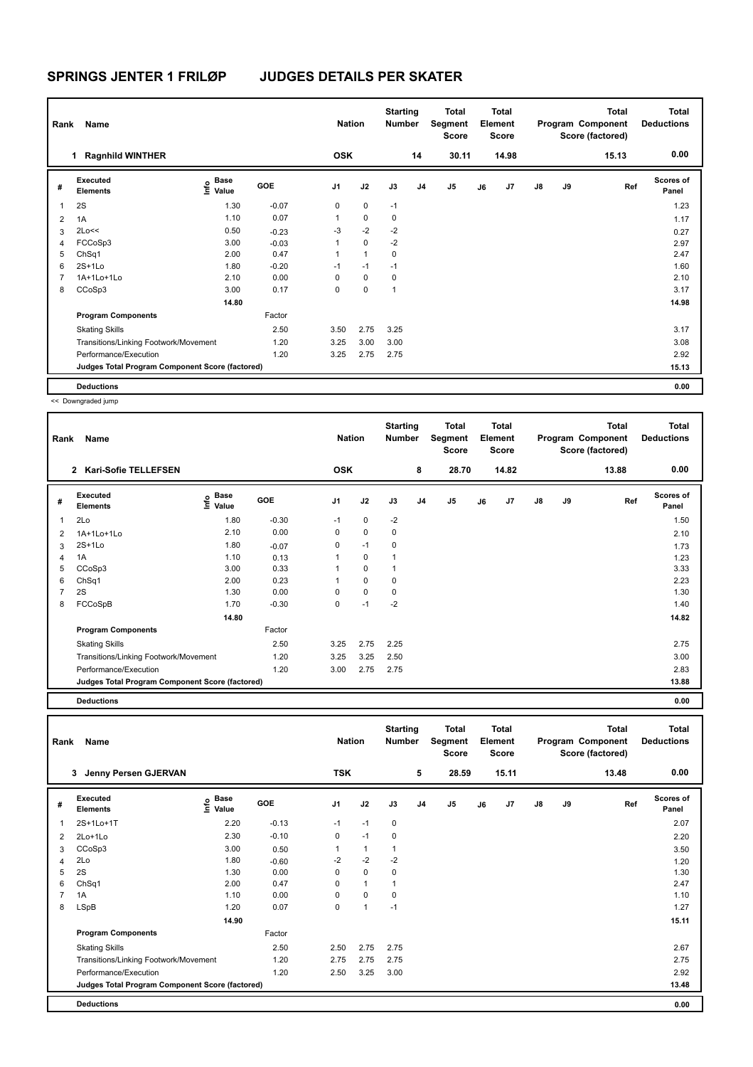# SPRINGS JENTER 1 FRILØP JUDGES DETAILS PER SKATER

| Rank | Name | Nation | Starting Number | Total Segment Score | Total Element Score | Total Program Component Score (factored) | Total Deductions |
|---|---|---|---|---|---|---|---|
| 1 | Ragnhild WINTHER | OSK | 14 | 30.11 | 14.98 | 15.13 | 0.00 |

| # | Executed Elements | Info | Base Value | GOE | J1 | J2 | J3 | J4 | J5 | J6 | J7 | J8 | J9 | Ref | Scores of Panel |
|---|---|---|---|---|---|---|---|---|---|---|---|---|---|---|---|
| 1 | 2S | | 1.30 | -0.07 | 0 | 0 | -1 | | | | | | | | 1.23 |
| 2 | 1A | | 1.10 | 0.07 | 1 | 0 | 0 | | | | | | | | 1.17 |
| 3 | 2Lo<< | | 0.50 | -0.23 | -3 | -2 | -2 | | | | | | | | 0.27 |
| 4 | FCCoSp3 | | 3.00 | -0.03 | 1 | 0 | -2 | | | | | | | | 2.97 |
| 5 | ChSq1 | | 2.00 | 0.47 | 1 | 1 | 0 | | | | | | | | 2.47 |
| 6 | 2S+1Lo | | 1.80 | -0.20 | -1 | -1 | -1 | | | | | | | | 1.60 |
| 7 | 1A+1Lo+1Lo | | 2.10 | 0.00 | 0 | 0 | 0 | | | | | | | | 2.10 |
| 8 | CCoSp3 | | 3.00 | 0.17 | 0 | 0 | 1 | | | | | | | | 3.17 |
| | | | 14.80 | | | | | | | | | | | | 14.98 |
| | **Program Components** | | | Factor | | | | | | | | | | | |
| | Skating Skills | | | 2.50 | 3.50 | 2.75 | 3.25 | | | | | | | | 3.17 |
| | Transitions/Linking Footwork/Movement | | | 1.20 | 3.25 | 3.00 | 3.00 | | | | | | | | 3.08 |
| | Performance/Execution | | | 1.20 | 3.25 | 2.75 | 2.75 | | | | | | | | 2.92 |
| | **Judges Total Program Component Score (factored)** | | | | | | | | | | | | | | 15.13 |
| | **Deductions** | | | | | | | | | | | | | | 0.00 |

<< Downgraded jump

| Rank | Name | Nation | Starting Number | Total Segment Score | Total Element Score | Total Program Component Score (factored) | Total Deductions |
|---|---|---|---|---|---|---|---|
| 2 | Kari-Sofie TELLEFSEN | OSK | 8 | 28.70 | 14.82 | 13.88 | 0.00 |

| # | Executed Elements | Info | Base Value | GOE | J1 | J2 | J3 | J4 | J5 | J6 | J7 | J8 | J9 | Ref | Scores of Panel |
|---|---|---|---|---|---|---|---|---|---|---|---|---|---|---|---|
| 1 | 2Lo | | 1.80 | -0.30 | -1 | 0 | -2 | | | | | | | | 1.50 |
| 2 | 1A+1Lo+1Lo | | 2.10 | 0.00 | 0 | 0 | 0 | | | | | | | | 2.10 |
| 3 | 2S+1Lo | | 1.80 | -0.07 | 0 | -1 | 0 | | | | | | | | 1.73 |
| 4 | 1A | | 1.10 | 0.13 | 1 | 0 | 1 | | | | | | | | 1.23 |
| 5 | CCoSp3 | | 3.00 | 0.33 | 1 | 0 | 1 | | | | | | | | 3.33 |
| 6 | ChSq1 | | 2.00 | 0.23 | 1 | 0 | 0 | | | | | | | | 2.23 |
| 7 | 2S | | 1.30 | 0.00 | 0 | 0 | 0 | | | | | | | | 1.30 |
| 8 | FCCoSpB | | 1.70 | -0.30 | 0 | -1 | -2 | | | | | | | | 1.40 |
| | | | 14.80 | | | | | | | | | | | | 14.82 |
| | **Program Components** | | | Factor | | | | | | | | | | | |
| | Skating Skills | | | 2.50 | 3.25 | 2.75 | 2.25 | | | | | | | | 2.75 |
| | Transitions/Linking Footwork/Movement | | | 1.20 | 3.25 | 3.25 | 2.50 | | | | | | | | 3.00 |
| | Performance/Execution | | | 1.20 | 3.00 | 2.75 | 2.75 | | | | | | | | 2.83 |
| | **Judges Total Program Component Score (factored)** | | | | | | | | | | | | | | 13.88 |
| | **Deductions** | | | | | | | | | | | | | | 0.00 |

| Rank | Name | Nation | Starting Number | Total Segment Score | Total Element Score | Total Program Component Score (factored) | Total Deductions |
|---|---|---|---|---|---|---|---|
| 3 | Jenny Persen GJERVAN | TSK | 5 | 28.59 | 15.11 | 13.48 | 0.00 |

| # | Executed Elements | Info | Base Value | GOE | J1 | J2 | J3 | J4 | J5 | J6 | J7 | J8 | J9 | Ref | Scores of Panel |
|---|---|---|---|---|---|---|---|---|---|---|---|---|---|---|---|
| 1 | 2S+1Lo+1T | | 2.20 | -0.13 | -1 | -1 | 0 | | | | | | | | 2.07 |
| 2 | 2Lo+1Lo | | 2.30 | -0.10 | 0 | -1 | 0 | | | | | | | | 2.20 |
| 3 | CCoSp3 | | 3.00 | 0.50 | 1 | 1 | 1 | | | | | | | | 3.50 |
| 4 | 2Lo | | 1.80 | -0.60 | -2 | -2 | -2 | | | | | | | | 1.20 |
| 5 | 2S | | 1.30 | 0.00 | 0 | 0 | 0 | | | | | | | | 1.30 |
| 6 | ChSq1 | | 2.00 | 0.47 | 0 | 1 | 1 | | | | | | | | 2.47 |
| 7 | 1A | | 1.10 | 0.00 | 0 | 0 | 0 | | | | | | | | 1.10 |
| 8 | LSpB | | 1.20 | 0.07 | 0 | 1 | -1 | | | | | | | | 1.27 |
| | | | 14.90 | | | | | | | | | | | | 15.11 |
| | **Program Components** | | | Factor | | | | | | | | | | | |
| | Skating Skills | | | 2.50 | 2.50 | 2.75 | 2.75 | | | | | | | | 2.67 |
| | Transitions/Linking Footwork/Movement | | | 1.20 | 2.75 | 2.75 | 2.75 | | | | | | | | 2.75 |
| | Performance/Execution | | | 1.20 | 2.50 | 3.25 | 3.00 | | | | | | | | 2.92 |
| | **Judges Total Program Component Score (factored)** | | | | | | | | | | | | | | 13.48 |
| | **Deductions** | | | | | | | | | | | | | | 0.00 |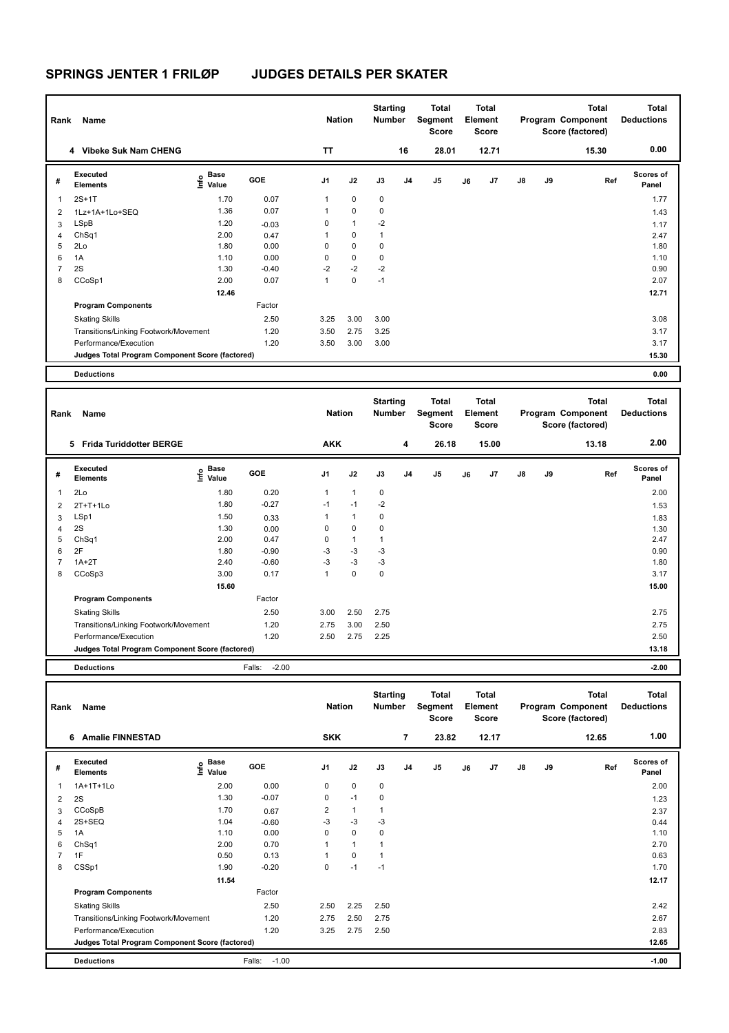# SPRINGS JENTER 1 FRILØP JUDGES DETAILS PER SKATER

| Rank | Name | Nation | Starting Number | Total Segment Score | Total Element Score | Total Program Component Score (factored) | Total Deductions |
|---|---|---|---|---|---|---|---|
| 4 | Vibeke Suk Nam CHENG | TT | 16 | 28.01 | 12.71 | 15.30 | 0.00 |

| # | Executed Elements | Info | Base Value | GOE | J1 | J2 | J3 | J4 | J5 | J6 | J7 | J8 | J9 | Ref | Scores of Panel |
|---|---|---|---|---|---|---|---|---|---|---|---|---|---|---|---|
| 1 | 2S+1T | | 1.70 | 0.07 | 1 | 0 | 0 | | | | | | | | 1.77 |
| 2 | 1Lz+1A+1Lo+SEQ | | 1.36 | 0.07 | 1 | 0 | 0 | | | | | | | | 1.43 |
| 3 | LSpB | | 1.20 | -0.03 | 0 | 1 | -2 | | | | | | | | 1.17 |
| 4 | ChSq1 | | 2.00 | 0.47 | 1 | 0 | 1 | | | | | | | | 2.47 |
| 5 | 2Lo | | 1.80 | 0.00 | 0 | 0 | 0 | | | | | | | | 1.80 |
| 6 | 1A | | 1.10 | 0.00 | 0 | 0 | 0 | | | | | | | | 1.10 |
| 7 | 2S | | 1.30 | -0.40 | -2 | -2 | -2 | | | | | | | | 0.90 |
| 8 | CCoSp1 | | 2.00 | 0.07 | 1 | 0 | -1 | | | | | | | | 2.07 |
| | | | 12.46 | | | | | | | | | | | | 12.71 |
| | **Program Components** | | | Factor | | | | | | | | | | | |
| | Skating Skills | | | 2.50 | 3.25 | 3.00 | 3.00 | | | | | | | | 3.08 |
| | Transitions/Linking Footwork/Movement | | | 1.20 | 3.50 | 2.75 | 3.25 | | | | | | | | 3.17 |
| | Performance/Execution | | | 1.20 | 3.50 | 3.00 | 3.00 | | | | | | | | 3.17 |
| | **Judges Total Program Component Score (factored)** | | | | | | | | | | | | | | 15.30 |
| | **Deductions** | | | | | | | | | | | | | | 0.00 |

| Rank | Name | Nation | Starting Number | Total Segment Score | Total Element Score | Total Program Component Score (factored) | Total Deductions |
|---|---|---|---|---|---|---|---|
| 5 | Frida Turiddotter BERGE | AKK | 4 | 26.18 | 15.00 | 13.18 | 2.00 |

| # | Executed Elements | Info | Base Value | GOE | J1 | J2 | J3 | J4 | J5 | J6 | J7 | J8 | J9 | Ref | Scores of Panel |
|---|---|---|---|---|---|---|---|---|---|---|---|---|---|---|---|
| 1 | 2Lo | | 1.80 | 0.20 | 1 | 1 | 0 | | | | | | | | 2.00 |
| 2 | 2T+T+1Lo | | 1.80 | -0.27 | -1 | -1 | -2 | | | | | | | | 1.53 |
| 3 | LSp1 | | 1.50 | 0.33 | 1 | 1 | 0 | | | | | | | | 1.83 |
| 4 | 2S | | 1.30 | 0.00 | 0 | 0 | 0 | | | | | | | | 1.30 |
| 5 | ChSq1 | | 2.00 | 0.47 | 0 | 1 | 1 | | | | | | | | 2.47 |
| 6 | 2F | | 1.80 | -0.90 | -3 | -3 | -3 | | | | | | | | 0.90 |
| 7 | 1A+2T | | 2.40 | -0.60 | -3 | -3 | -3 | | | | | | | | 1.80 |
| 8 | CCoSp3 | | 3.00 | 0.17 | 1 | 0 | 0 | | | | | | | | 3.17 |
| | | | 15.60 | | | | | | | | | | | | 15.00 |
| | **Program Components** | | | Factor | | | | | | | | | | | |
| | Skating Skills | | | 2.50 | 3.00 | 2.50 | 2.75 | | | | | | | | 2.75 |
| | Transitions/Linking Footwork/Movement | | | 1.20 | 2.75 | 3.00 | 2.50 | | | | | | | | 2.75 |
| | Performance/Execution | | | 1.20 | 2.50 | 2.75 | 2.25 | | | | | | | | 2.50 |
| | **Judges Total Program Component Score (factored)** | | | | | | | | | | | | | | 13.18 |
| | **Deductions** | | | Falls: -2.00 | | | | | | | | | | | -2.00 |

| Rank | Name | Nation | Starting Number | Total Segment Score | Total Element Score | Total Program Component Score (factored) | Total Deductions |
|---|---|---|---|---|---|---|---|
| 6 | Amalie FINNESTAD | SKK | 7 | 23.82 | 12.17 | 12.65 | 1.00 |

| # | Executed Elements | Info | Base Value | GOE | J1 | J2 | J3 | J4 | J5 | J6 | J7 | J8 | J9 | Ref | Scores of Panel |
|---|---|---|---|---|---|---|---|---|---|---|---|---|---|---|---|
| 1 | 1A+1T+1Lo | | 2.00 | 0.00 | 0 | 0 | 0 | | | | | | | | 2.00 |
| 2 | 2S | | 1.30 | -0.07 | 0 | -1 | 0 | | | | | | | | 1.23 |
| 3 | CCoSpB | | 1.70 | 0.67 | 2 | 1 | 1 | | | | | | | | 2.37 |
| 4 | 2S+SEQ | | 1.04 | -0.60 | -3 | -3 | -3 | | | | | | | | 0.44 |
| 5 | 1A | | 1.10 | 0.00 | 0 | 0 | 0 | | | | | | | | 1.10 |
| 6 | ChSq1 | | 2.00 | 0.70 | 1 | 1 | 1 | | | | | | | | 2.70 |
| 7 | 1F | | 0.50 | 0.13 | 1 | 0 | 1 | | | | | | | | 0.63 |
| 8 | CSSp1 | | 1.90 | -0.20 | 0 | -1 | -1 | | | | | | | | 1.70 |
| | | | 11.54 | | | | | | | | | | | | 12.17 |
| | **Program Components** | | | Factor | | | | | | | | | | | |
| | Skating Skills | | | 2.50 | 2.50 | 2.25 | 2.50 | | | | | | | | 2.42 |
| | Transitions/Linking Footwork/Movement | | | 1.20 | 2.75 | 2.50 | 2.75 | | | | | | | | 2.67 |
| | Performance/Execution | | | 1.20 | 3.25 | 2.75 | 2.50 | | | | | | | | 2.83 |
| | **Judges Total Program Component Score (factored)** | | | | | | | | | | | | | | 12.65 |
| | **Deductions** | | | Falls: -1.00 | | | | | | | | | | | -1.00 |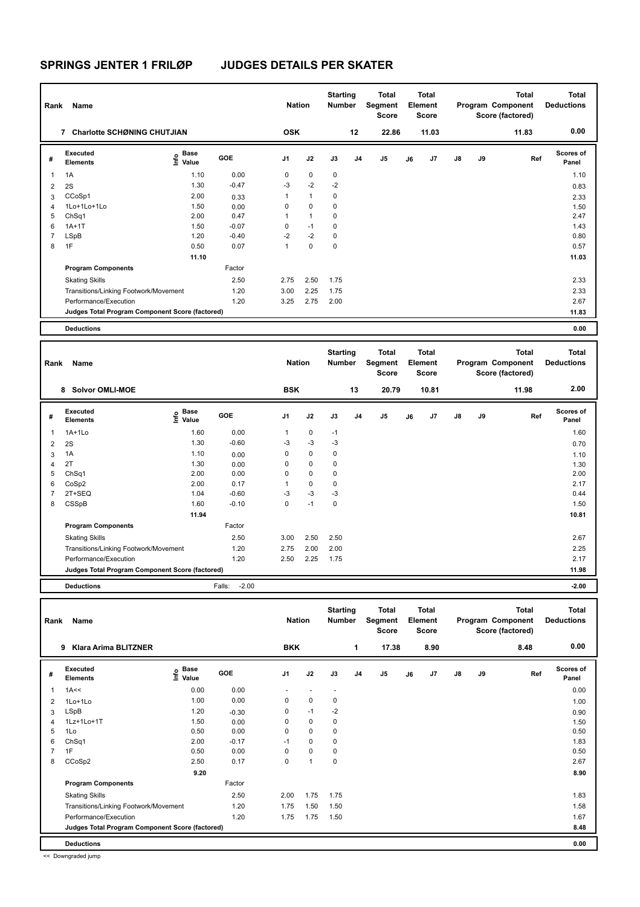# SPRINGS JENTER 1 FRILØP JUDGES DETAILS PER SKATER

| Rank | Name | Nation | Starting Number | Total Segment Score | Total Element Score | Total Program Component Score (factored) | Total Deductions |
|---|---|---|---|---|---|---|---|
| 7 | Charlotte SCHØNING CHUTJIAN | OSK | 12 | 22.86 | 11.03 | 11.83 | 0.00 |

| # | Executed Elements | Info | Base Value | GOE | J1 | J2 | J3 | J4 | J5 | J6 | J7 | J8 | J9 | Ref | Scores of Panel |
|---|---|---|---|---|---|---|---|---|---|---|---|---|---|---|---|
| 1 | 1A | | 1.10 | 0.00 | 0 | 0 | 0 | | | | | | | | 1.10 |
| 2 | 2S | | 1.30 | -0.47 | -3 | -2 | -2 | | | | | | | | 0.83 |
| 3 | CCoSp1 | | 2.00 | 0.33 | 1 | 1 | 0 | | | | | | | | 2.33 |
| 4 | 1Lo+1Lo+1Lo | | 1.50 | 0.00 | 0 | 0 | 0 | | | | | | | | 1.50 |
| 5 | ChSq1 | | 2.00 | 0.47 | 1 | 1 | 0 | | | | | | | | 2.47 |
| 6 | 1A+1T | | 1.50 | -0.07 | 0 | -1 | 0 | | | | | | | | 1.43 |
| 7 | LSpB | | 1.20 | -0.40 | -2 | -2 | 0 | | | | | | | | 0.80 |
| 8 | 1F | | 0.50 | 0.07 | 1 | 0 | 0 | | | | | | | | 0.57 |
| | | | 11.10 | | | | | | | | | | | | 11.03 |
| | **Program Components** | | | Factor | | | | | | | | | | | |
| | Skating Skills | | | 2.50 | 2.75 | 2.50 | 1.75 | | | | | | | | 2.33 |
| | Transitions/Linking Footwork/Movement | | | 1.20 | 3.00 | 2.25 | 1.75 | | | | | | | | 2.33 |
| | Performance/Execution | | | 1.20 | 3.25 | 2.75 | 2.00 | | | | | | | | 2.67 |
| | **Judges Total Program Component Score (factored)** | | | | | | | | | | | | | | 11.83 |
| | **Deductions** | | | | | | | | | | | | | | 0.00 |

| Rank | Name | Nation | Starting Number | Total Segment Score | Total Element Score | Total Program Component Score (factored) | Total Deductions |
|---|---|---|---|---|---|---|---|
| 8 | Solvor OMLI-MOE | BSK | 13 | 20.79 | 10.81 | 11.98 | 2.00 |

| # | Executed Elements | Info | Base Value | GOE | J1 | J2 | J3 | J4 | J5 | J6 | J7 | J8 | J9 | Ref | Scores of Panel |
|---|---|---|---|---|---|---|---|---|---|---|---|---|---|---|---|
| 1 | 1A+1Lo | | 1.60 | 0.00 | 1 | 0 | -1 | | | | | | | | 1.60 |
| 2 | 2S | | 1.30 | -0.60 | -3 | -3 | -3 | | | | | | | | 0.70 |
| 3 | 1A | | 1.10 | 0.00 | 0 | 0 | 0 | | | | | | | | 1.10 |
| 4 | 2T | | 1.30 | 0.00 | 0 | 0 | 0 | | | | | | | | 1.30 |
| 5 | ChSq1 | | 2.00 | 0.00 | 0 | 0 | 0 | | | | | | | | 2.00 |
| 6 | CoSp2 | | 2.00 | 0.17 | 1 | 0 | 0 | | | | | | | | 2.17 |
| 7 | 2T+SEQ | | 1.04 | -0.60 | -3 | -3 | -3 | | | | | | | | 0.44 |
| 8 | CSSpB | | 1.60 | -0.10 | 0 | -1 | 0 | | | | | | | | 1.50 |
| | | | 11.94 | | | | | | | | | | | | 10.81 |
| | **Program Components** | | | Factor | | | | | | | | | | | |
| | Skating Skills | | | 2.50 | 3.00 | 2.50 | 2.50 | | | | | | | | 2.67 |
| | Transitions/Linking Footwork/Movement | | | 1.20 | 2.75 | 2.00 | 2.00 | | | | | | | | 2.25 |
| | Performance/Execution | | | 1.20 | 2.50 | 2.25 | 1.75 | | | | | | | | 2.17 |
| | **Judges Total Program Component Score (factored)** | | | | | | | | | | | | | | 11.98 |
| | **Deductions** | | | Falls: -2.00 | | | | | | | | | | | -2.00 |

| Rank | Name | Nation | Starting Number | Total Segment Score | Total Element Score | Total Program Component Score (factored) | Total Deductions |
|---|---|---|---|---|---|---|---|
| 9 | Klara Arima BLITZNER | BKK | 1 | 17.38 | 8.90 | 8.48 | 0.00 |

| # | Executed Elements | Info | Base Value | GOE | J1 | J2 | J3 | J4 | J5 | J6 | J7 | J8 | J9 | Ref | Scores of Panel |
|---|---|---|---|---|---|---|---|---|---|---|---|---|---|---|---|
| 1 | 1A<< | | 0.00 | 0.00 | - | - | - | | | | | | | | 0.00 |
| 2 | 1Lo+1Lo | | 1.00 | 0.00 | 0 | 0 | 0 | | | | | | | | 1.00 |
| 3 | LSpB | | 1.20 | -0.30 | 0 | -1 | -2 | | | | | | | | 0.90 |
| 4 | 1Lz+1Lo+1T | | 1.50 | 0.00 | 0 | 0 | 0 | | | | | | | | 1.50 |
| 5 | 1Lo | | 0.50 | 0.00 | 0 | 0 | 0 | | | | | | | | 0.50 |
| 6 | ChSq1 | | 2.00 | -0.17 | -1 | 0 | 0 | | | | | | | | 1.83 |
| 7 | 1F | | 0.50 | 0.00 | 0 | 0 | 0 | | | | | | | | 0.50 |
| 8 | CCoSp2 | | 2.50 | 0.17 | 0 | 1 | 0 | | | | | | | | 2.67 |
| | | | 9.20 | | | | | | | | | | | | 8.90 |
| | **Program Components** | | | Factor | | | | | | | | | | | |
| | Skating Skills | | | 2.50 | 2.00 | 1.75 | 1.75 | | | | | | | | 1.83 |
| | Transitions/Linking Footwork/Movement | | | 1.20 | 1.75 | 1.50 | 1.50 | | | | | | | | 1.58 |
| | Performance/Execution | | | 1.20 | 1.75 | 1.75 | 1.50 | | | | | | | | 1.67 |
| | **Judges Total Program Component Score (factored)** | | | | | | | | | | | | | | 8.48 |
| | **Deductions** | | | | | | | | | | | | | | 0.00 |

<< Downgraded jump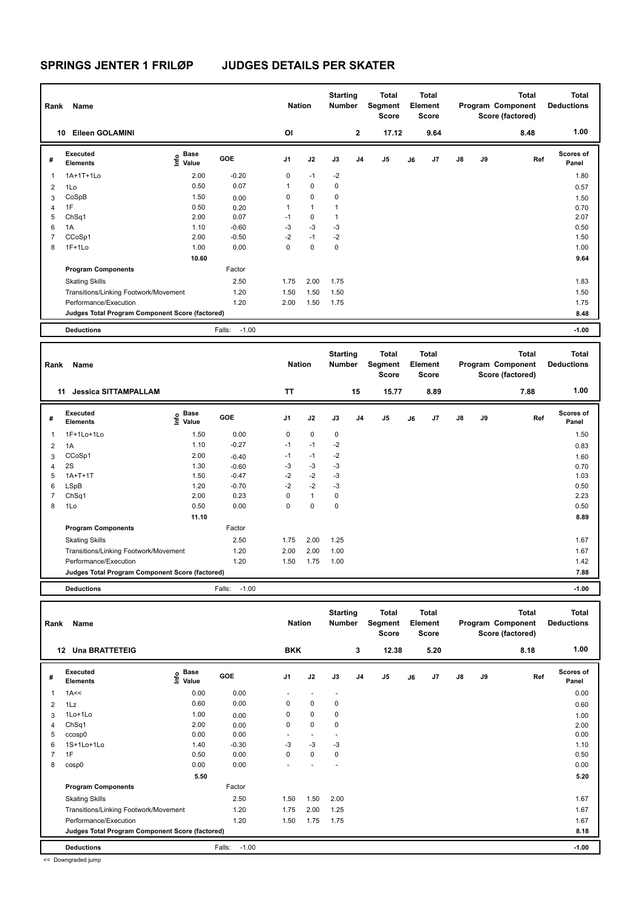# SPRINGS JENTER 1 FRILØP JUDGES DETAILS PER SKATER

| Rank | Name | Nation | Starting Number | Total Segment Score | Total Element Score | Total Program Component Score (factored) | Total Deductions |
|---|---|---|---|---|---|---|---|
| 10 | Eileen GOLAMINI | OI | 2 | 17.12 | 9.64 | 8.48 | 1.00 |

| # | Executed Elements | Info | Base Value | GOE | J1 | J2 | J3 | J4 | J5 | J6 | J7 | J8 | J9 | Ref | Scores of Panel |
|---|---|---|---|---|---|---|---|---|---|---|---|---|---|---|---|
| 1 | 1A+1T+1Lo | | 2.00 | -0.20 | 0 | -1 | -2 | | | | | | | | 1.80 |
| 2 | 1Lo | | 0.50 | 0.07 | 1 | 0 | 0 | | | | | | | | 0.57 |
| 3 | CoSpB | | 1.50 | 0.00 | 0 | 0 | 0 | | | | | | | | 1.50 |
| 4 | 1F | | 0.50 | 0.20 | 1 | 1 | 1 | | | | | | | | 0.70 |
| 5 | ChSq1 | | 2.00 | 0.07 | -1 | 0 | 1 | | | | | | | | 2.07 |
| 6 | 1A | | 1.10 | -0.60 | -3 | -3 | -3 | | | | | | | | 0.50 |
| 7 | CCoSp1 | | 2.00 | -0.50 | -2 | -1 | -2 | | | | | | | | 1.50 |
| 8 | 1F+1Lo | | 1.00 | 0.00 | 0 | 0 | 0 | | | | | | | | 1.00 |
| | | | 10.60 | | | | | | | | | | | | 9.64 |
| | **Program Components** | | | Factor | | | | | | | | | | | |
| | Skating Skills | | | 2.50 | 1.75 | 2.00 | 1.75 | | | | | | | | 1.83 |
| | Transitions/Linking Footwork/Movement | | | 1.20 | 1.50 | 1.50 | 1.50 | | | | | | | | 1.50 |
| | Performance/Execution | | | 1.20 | 2.00 | 1.50 | 1.75 | | | | | | | | 1.75 |
| | **Judges Total Program Component Score (factored)** | | | | | | | | | | | | | | 8.48 |
| | **Deductions** | | | Falls: -1.00 | | | | | | | | | | | -1.00 |

| Rank | Name | Nation | Starting Number | Total Segment Score | Total Element Score | Total Program Component Score (factored) | Total Deductions |
|---|---|---|---|---|---|---|---|
| 11 | Jessica SITTAMPALLAM | TT | 15 | 15.77 | 8.89 | 7.88 | 1.00 |

| # | Executed Elements | Info | Base Value | GOE | J1 | J2 | J3 | J4 | J5 | J6 | J7 | J8 | J9 | Ref | Scores of Panel |
|---|---|---|---|---|---|---|---|---|---|---|---|---|---|---|---|
| 1 | 1F+1Lo+1Lo | | 1.50 | 0.00 | 0 | 0 | 0 | | | | | | | | 1.50 |
| 2 | 1A | | 1.10 | -0.27 | -1 | -1 | -2 | | | | | | | | 0.83 |
| 3 | CCoSp1 | | 2.00 | -0.40 | -1 | -1 | -2 | | | | | | | | 1.60 |
| 4 | 2S | | 1.30 | -0.60 | -3 | -3 | -3 | | | | | | | | 0.70 |
| 5 | 1A+T+1T | | 1.50 | -0.47 | -2 | -2 | -3 | | | | | | | | 1.03 |
| 6 | LSpB | | 1.20 | -0.70 | -2 | -2 | -3 | | | | | | | | 0.50 |
| 7 | ChSq1 | | 2.00 | 0.23 | 0 | 1 | 0 | | | | | | | | 2.23 |
| 8 | 1Lo | | 0.50 | 0.00 | 0 | 0 | 0 | | | | | | | | 0.50 |
| | | | 11.10 | | | | | | | | | | | | 8.89 |
| | **Program Components** | | | Factor | | | | | | | | | | | |
| | Skating Skills | | | 2.50 | 1.75 | 2.00 | 1.25 | | | | | | | | 1.67 |
| | Transitions/Linking Footwork/Movement | | | 1.20 | 2.00 | 2.00 | 1.00 | | | | | | | | 1.67 |
| | Performance/Execution | | | 1.20 | 1.50 | 1.75 | 1.00 | | | | | | | | 1.42 |
| | **Judges Total Program Component Score (factored)** | | | | | | | | | | | | | | 7.88 |
| | **Deductions** | | | Falls: -1.00 | | | | | | | | | | | -1.00 |

| Rank | Name | Nation | Starting Number | Total Segment Score | Total Element Score | Total Program Component Score (factored) | Total Deductions |
|---|---|---|---|---|---|---|---|
| 12 | Una BRATTETEIG | BKK | 3 | 12.38 | 5.20 | 8.18 | 1.00 |

| # | Executed Elements | Info | Base Value | GOE | J1 | J2 | J3 | J4 | J5 | J6 | J7 | J8 | J9 | Ref | Scores of Panel |
|---|---|---|---|---|---|---|---|---|---|---|---|---|---|---|---|
| 1 | 1A<< | | 0.00 | 0.00 | - | - | - | | | | | | | | 0.00 |
| 2 | 1Lz | | 0.60 | 0.00 | 0 | 0 | 0 | | | | | | | | 0.60 |
| 3 | 1Lo+1Lo | | 1.00 | 0.00 | 0 | 0 | 0 | | | | | | | | 1.00 |
| 4 | ChSq1 | | 2.00 | 0.00 | 0 | 0 | 0 | | | | | | | | 2.00 |
| 5 | ccosp0 | | 0.00 | 0.00 | - | - | - | | | | | | | | 0.00 |
| 6 | 1S+1Lo+1Lo | | 1.40 | -0.30 | -3 | -3 | -3 | | | | | | | | 1.10 |
| 7 | 1F | | 0.50 | 0.00 | 0 | 0 | 0 | | | | | | | | 0.50 |
| 8 | cosp0 | | 0.00 | 0.00 | - | - | - | | | | | | | | 0.00 |
| | | | 5.50 | | | | | | | | | | | | 5.20 |
| | **Program Components** | | | Factor | | | | | | | | | | | |
| | Skating Skills | | | 2.50 | 1.50 | 1.50 | 2.00 | | | | | | | | 1.67 |
| | Transitions/Linking Footwork/Movement | | | 1.20 | 1.75 | 2.00 | 1.25 | | | | | | | | 1.67 |
| | Performance/Execution | | | 1.20 | 1.50 | 1.75 | 1.75 | | | | | | | | 1.67 |
| | **Judges Total Program Component Score (factored)** | | | | | | | | | | | | | | 8.18 |
| | **Deductions** | | | Falls: -1.00 | | | | | | | | | | | -1.00 |

<< Downgraded jump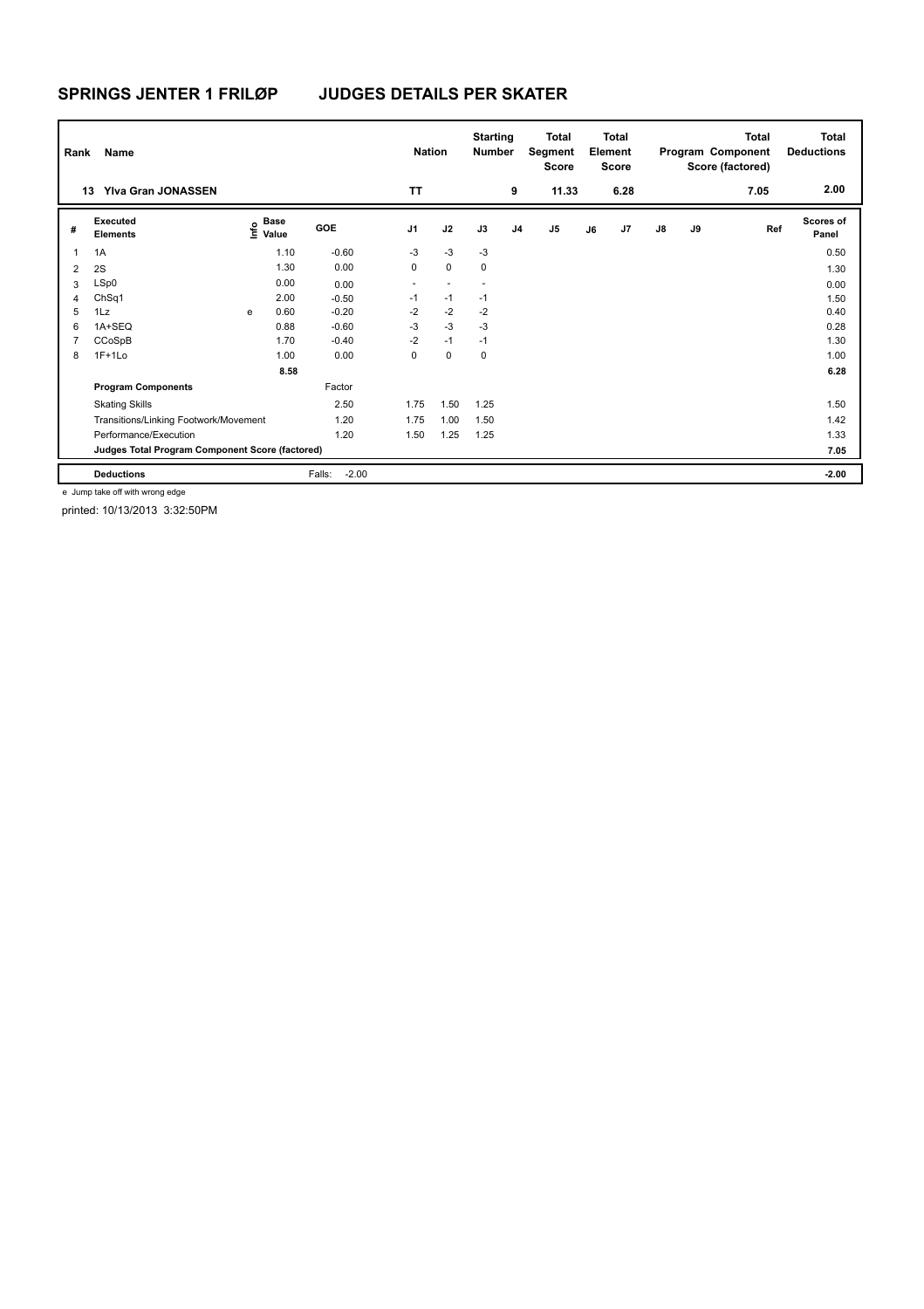## SPRINGS JENTER 1 FRILØP JUDGES DETAILS PER SKATER

| Rank | Name | Nation | Starting Number | Total Segment Score | Total Element Score | Total Program Component Score (factored) | Total Deductions |
|---|---|---|---|---|---|---|---|
| 13 | Ylva Gran JONASSEN | TT | 9 | 11.33 | 6.28 | 7.05 | 2.00 |

| # | Executed Elements | Info | Base Value | GOE | J1 | J2 | J3 | J4 | J5 | J6 | J7 | J8 | J9 | Ref | Scores of Panel |
|---|---|---|---|---|---|---|---|---|---|---|---|---|---|---|---|
| 1 | 1A | | 1.10 | -0.60 | -3 | -3 | -3 | | | | | | | | 0.50 |
| 2 | 2S | | 1.30 | 0.00 | 0 | 0 | 0 | | | | | | | | 1.30 |
| 3 | LSp0 | | 0.00 | 0.00 | - | - | - | | | | | | | | 0.00 |
| 4 | ChSq1 | | 2.00 | -0.50 | -1 | -1 | -1 | | | | | | | | 1.50 |
| 5 | 1Lz | e | 0.60 | -0.20 | -2 | -2 | -2 | | | | | | | | 0.40 |
| 6 | 1A+SEQ | | 0.88 | -0.60 | -3 | -3 | -3 | | | | | | | | 0.28 |
| 7 | CCoSpB | | 1.70 | -0.40 | -2 | -1 | -1 | | | | | | | | 1.30 |
| 8 | 1F+1Lo | | 1.00 | 0.00 | 0 | 0 | 0 | | | | | | | | 1.00 |
| | | | 8.58 | | | | | | | | | | | | 6.28 |
| | **Program Components** | | | Factor | | | | | | | | | | | |
| | Skating Skills | | | 2.50 | 1.75 | 1.50 | 1.25 | | | | | | | | 1.50 |
| | Transitions/Linking Footwork/Movement | | | 1.20 | 1.75 | 1.00 | 1.50 | | | | | | | | 1.42 |
| | Performance/Execution | | | 1.20 | 1.50 | 1.25 | 1.25 | | | | | | | | 1.33 |
| | **Judges Total Program Component Score (factored)** | | | | | | | | | | | | | | 7.05 |
| | **Deductions** | | | Falls: -2.00 | | | | | | | | | | | -2.00 |

e Jump take off with wrong edge

printed: 10/13/2013 3:32:50PM